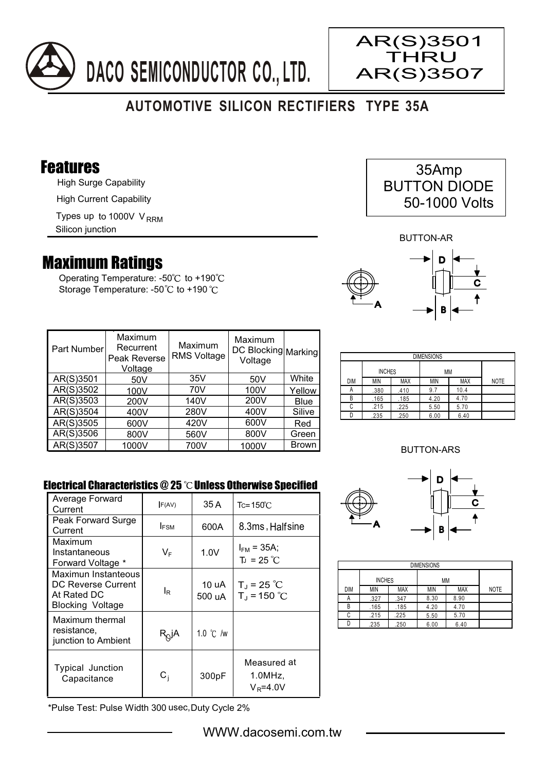# DACO SEMICONDUCTOR CO., LTD.

**AR(S)3501 THRU AR(S)3507**

## AUTOMOTIVE SILICON RECTIFIERS TYPE 35A

35Amp
BUTTON DIODE
50-1000 Volts

## Features

- High Surge Capability
- High Current Capability
- Types up to 1000V $V_{RRM}$
- Silicon junction

## Maximum Ratings

Operating Temperature: -50℃ to +190℃
Storage Temperature: -50℃ to +190℃

| Part Number | Maximum Recurrent Peak Reverse Voltage | Maximum RMS Voltage | Maximum DC Blocking Voltage | Marking |
|---|---|---|---|---|
| AR(S)3501 | 50V | 35V | 50V | White |
| AR(S)3502 | 100V | 70V | 100V | Yellow |
| AR(S)3503 | 200V | 140V | 200V | Blue |
| AR(S)3504 | 400V | 280V | 400V | Silive |
| AR(S)3505 | 600V | 420V | 600V | Red |
| AR(S)3506 | 800V | 560V | 800V | Green |
| AR(S)3507 | 1000V | 700V | 1000V | Brown |

BUTTON-AR

| DIMENSIONS | | | | | |
|---|---|---|---|---|---|
| | INCHES | | MM | | |
| DIM | MIN | MAX | MIN | MAX | NOTE |
| A | .380 | .410 | 9.7 | 10.4 | |
| B | .165 | .185 | 4.20 | 4.70 | |
| C | .215 | .225 | 5.50 | 5.70 | |
| D | .235 | .250 | 6.00 | 6.40 | |

BUTTON-ARS

| DIMENSIONS | | | | | |
|---|---|---|---|---|---|
| | INCHES | | MM | | |
| DIM | MIN | MAX | MIN | MAX | NOTE |
| A | .327 | .347 | 8.30 | 8.90 | |
| B | .165 | .185 | 4.20 | 4.70 | |
| C | .215 | .225 | 5.50 | 5.70 | |
| D | .235 | .250 | 6.00 | 6.40 | |

### Electrical Characteristics @ 25 ℃ Unless Otherwise Specified

| | | | |
|---|---|---|---|
| Average Forward Current | $I_{F(AV)}$ | 35 A | $T_C$=150℃ |
| Peak Forward Surge Current | $I_{FSM}$ | 600A | 8.3ms, Halfsine |
| Maximum Instantaneous Forward Voltage * | $V_F$ | 1.0V | $I_{FM}$ = 35A; $T_J$ = 25 ℃ |
| Maximun Instanteous DC Reverse Current At Rated DC Blocking Voltage | $I_R$ | 10 uA<br>500 uA | $T_J$ = 25 ℃<br>$T_J$ = 150 ℃ |
| Maximum thermal resistance, junction to Ambient | $R_{\theta}jA$ | 1.0 ℃ /w | |
| Typical Junction Capacitance | $C_j$ | 300pF | Measured at 1.0MHz, $V_R$=4.0V |

*Pulse Test: Pulse Width 300 usec, Duty Cycle 2%

WWW.dacosemi.com.tw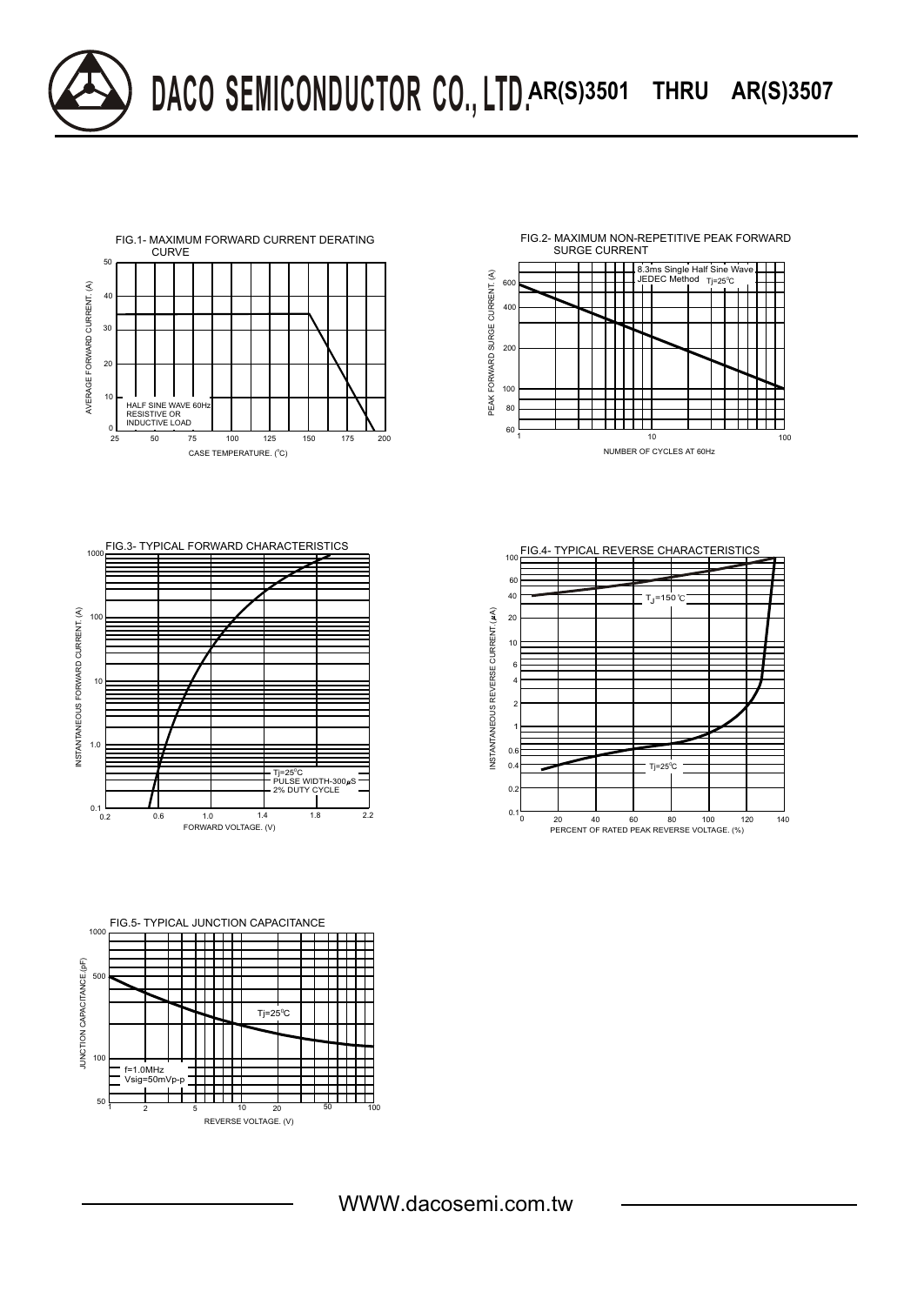# DACO SEMICONDUCTOR CO., LTD. AR(S)3501 THRU AR(S)3507

FIG.1- MAXIMUM FORWARD CURRENT DERATING CURVE

AVERAGE FORWARD CURRENT. (A)

50
40
30
20
10
0

HALF SINE WAVE 60Hz
RESISTIVE OR
INDUCTIVE LOAD

25 50 75 100 125 150 175 200

CASE TEMPERATURE. (°C)

FIG.2- MAXIMUM NON-REPETITIVE PEAK FORWARD SURGE CURRENT

PEAK FORWARD SURGE CURRENT. (A)

8.3ms Single Half Sine Wave
JEDEC Method Tj=25°C

600
400
200
100
80
60

1 10 100

NUMBER OF CYCLES AT 60Hz

FIG.3- TYPICAL FORWARD CHARACTERISTICS

INSTANTANEOUS FORWARD CURRENT. (A)

1000
100
10
1.0
0.1

Tj=25°C
PULSE WIDTH-300μS
2% DUTY CYCLE

0.2 0.6 1.0 1.4 1.8 2.2

FORWARD VOLTAGE. (V)

FIG.4- TYPICAL REVERSE CHARACTERISTICS

INSTANTANEOUS REVERSE CURRENT.(μA)

100
60
40
20
10
6
4
2
1
0.6
0.4
0.2
0.1

$T_J$=150 °C

Tj=25°C

0 20 40 60 80 100 120 140

PERCENT OF RATED PEAK REVERSE VOLTAGE. (%)

FIG.5- TYPICAL JUNCTION CAPACITANCE

JUNCTION CAPACITANCE.(pF)

1000
500
100
50

Tj=25°C

f=1.0MHz
Vsig=50mVp-p

1 2 5 10 20 50 100

REVERSE VOLTAGE. (V)

WWW.dacosemi.com.tw